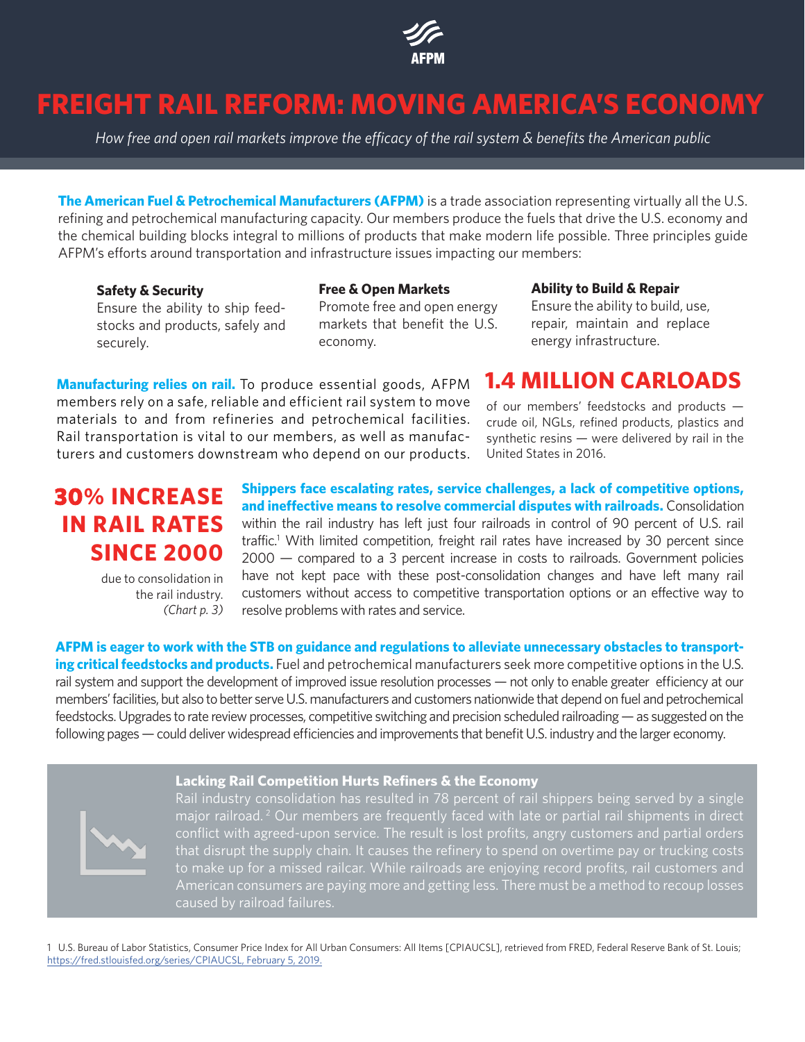AFPM

# FREIGHT RAIL REFORM: MOVING AMERICA'S ECONOMY

*How free and open rail markets improve the efficacy of the rail system & benefits the American public*

**The American Fuel & Petrochemical Manufacturers (AFPM)** is a trade association representing virtually all the U.S. refining and petrochemical manufacturing capacity. Our members produce the fuels that drive the U.S. economy and the chemical building blocks integral to millions of products that make modern life possible. Three principles guide AFPM's efforts around transportation and infrastructure issues impacting our members:

**Safety & Security**
Ensure the ability to ship feedstocks and products, safely and securely.

**Free & Open Markets**
Promote free and open energy markets that benefit the U.S. economy.

**Ability to Build & Repair**
Ensure the ability to build, use, repair, maintain and replace energy infrastructure.

**Manufacturing relies on rail.** To produce essential goods, AFPM members rely on a safe, reliable and efficient rail system to move materials to and from refineries and petrochemical facilities. Rail transportation is vital to our members, as well as manufacturers and customers downstream who depend on our products.

## 1.4 MILLION CARLOADS

of our members' feedstocks and products — crude oil, NGLs, refined products, plastics and synthetic resins — were delivered by rail in the United States in 2016.

## 30% INCREASE IN RAIL RATES SINCE 2000

due to consolidation in the rail industry. *(Chart p. 3)*

**Shippers face escalating rates, service challenges, a lack of competitive options, and ineffective means to resolve commercial disputes with railroads.** Consolidation within the rail industry has left just four railroads in control of 90 percent of U.S. rail traffic.[1] With limited competition, freight rail rates have increased by 30 percent since 2000 — compared to a 3 percent increase in costs to railroads. Government policies have not kept pace with these post-consolidation changes and have left many rail customers without access to competitive transportation options or an effective way to resolve problems with rates and service.

**AFPM is eager to work with the STB on guidance and regulations to alleviate unnecessary obstacles to transporting critical feedstocks and products.** Fuel and petrochemical manufacturers seek more competitive options in the U.S. rail system and support the development of improved issue resolution processes — not only to enable greater efficiency at our members' facilities, but also to better serve U.S. manufacturers and customers nationwide that depend on fuel and petrochemical feedstocks. Upgrades to rate review processes, competitive switching and precision scheduled railroading — as suggested on the following pages — could deliver widespread efficiencies and improvements that benefit U.S. industry and the larger economy.

### Lacking Rail Competition Hurts Refiners & the Economy

Rail industry consolidation has resulted in 78 percent of rail shippers being served by a single major railroad.[2] Our members are frequently faced with late or partial rail shipments in direct conflict with agreed-upon service. The result is lost profits, angry customers and partial orders that disrupt the supply chain. It causes the refinery to spend on overtime pay or trucking costs to make up for a missed railcar. While railroads are enjoying record profits, rail customers and American consumers are paying more and getting less. There must be a method to recoup losses caused by railroad failures.

1 U.S. Bureau of Labor Statistics, Consumer Price Index for All Urban Consumers: All Items [CPIAUCSL], retrieved from FRED, Federal Reserve Bank of St. Louis; https://fred.stlouisfed.org/series/CPIAUCSL, February 5, 2019.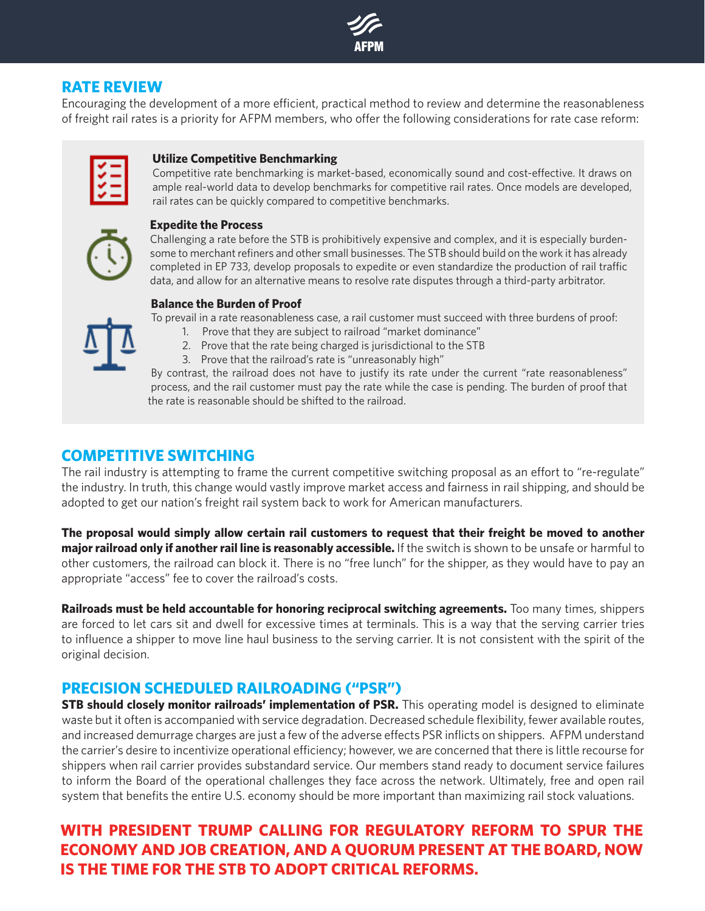## RATE REVIEW

Encouraging the development of a more efficient, practical method to review and determine the reasonableness of freight rail rates is a priority for AFPM members, who offer the following considerations for rate case reform:

### Utilize Competitive Benchmarking

Competitive rate benchmarking is market-based, economically sound and cost-effective. It draws on ample real-world data to develop benchmarks for competitive rail rates. Once models are developed, rail rates can be quickly compared to competitive benchmarks.

### Expedite the Process

Challenging a rate before the STB is prohibitively expensive and complex, and it is especially burdensome to merchant refiners and other small businesses. The STB should build on the work it has already completed in EP 733, develop proposals to expedite or even standardize the production of rail traffic data, and allow for an alternative means to resolve rate disputes through a third-party arbitrator.

### Balance the Burden of Proof

To prevail in a rate reasonableness case, a rail customer must succeed with three burdens of proof:

1. Prove that they are subject to railroad "market dominance"
2. Prove that the rate being charged is jurisdictional to the STB
3. Prove that the railroad's rate is "unreasonably high"

By contrast, the railroad does not have to justify its rate under the current "rate reasonableness" process, and the rail customer must pay the rate while the case is pending. The burden of proof that the rate is reasonable should be shifted to the railroad.

## COMPETITIVE SWITCHING

The rail industry is attempting to frame the current competitive switching proposal as an effort to "re-regulate" the industry. In truth, this change would vastly improve market access and fairness in rail shipping, and should be adopted to get our nation's freight rail system back to work for American manufacturers.

**The proposal would simply allow certain rail customers to request that their freight be moved to another major railroad only if another rail line is reasonably accessible.** If the switch is shown to be unsafe or harmful to other customers, the railroad can block it. There is no "free lunch" for the shipper, as they would have to pay an appropriate "access" fee to cover the railroad's costs.

**Railroads must be held accountable for honoring reciprocal switching agreements.** Too many times, shippers are forced to let cars sit and dwell for excessive times at terminals. This is a way that the serving carrier tries to influence a shipper to move line haul business to the serving carrier. It is not consistent with the spirit of the original decision.

## PRECISION SCHEDULED RAILROADING ("PSR")

**STB should closely monitor railroads' implementation of PSR.** This operating model is designed to eliminate waste but it often is accompanied with service degradation. Decreased schedule flexibility, fewer available routes, and increased demurrage charges are just a few of the adverse effects PSR inflicts on shippers. AFPM understand the carrier's desire to incentivize operational efficiency; however, we are concerned that there is little recourse for shippers when rail carrier provides substandard service. Our members stand ready to document service failures to inform the Board of the operational challenges they face across the network. Ultimately, free and open rail system that benefits the entire U.S. economy should be more important than maximizing rail stock valuations.

**WITH PRESIDENT TRUMP CALLING FOR REGULATORY REFORM TO SPUR THE ECONOMY AND JOB CREATION, AND A QUORUM PRESENT AT THE BOARD, NOW IS THE TIME FOR THE STB TO ADOPT CRITICAL REFORMS.**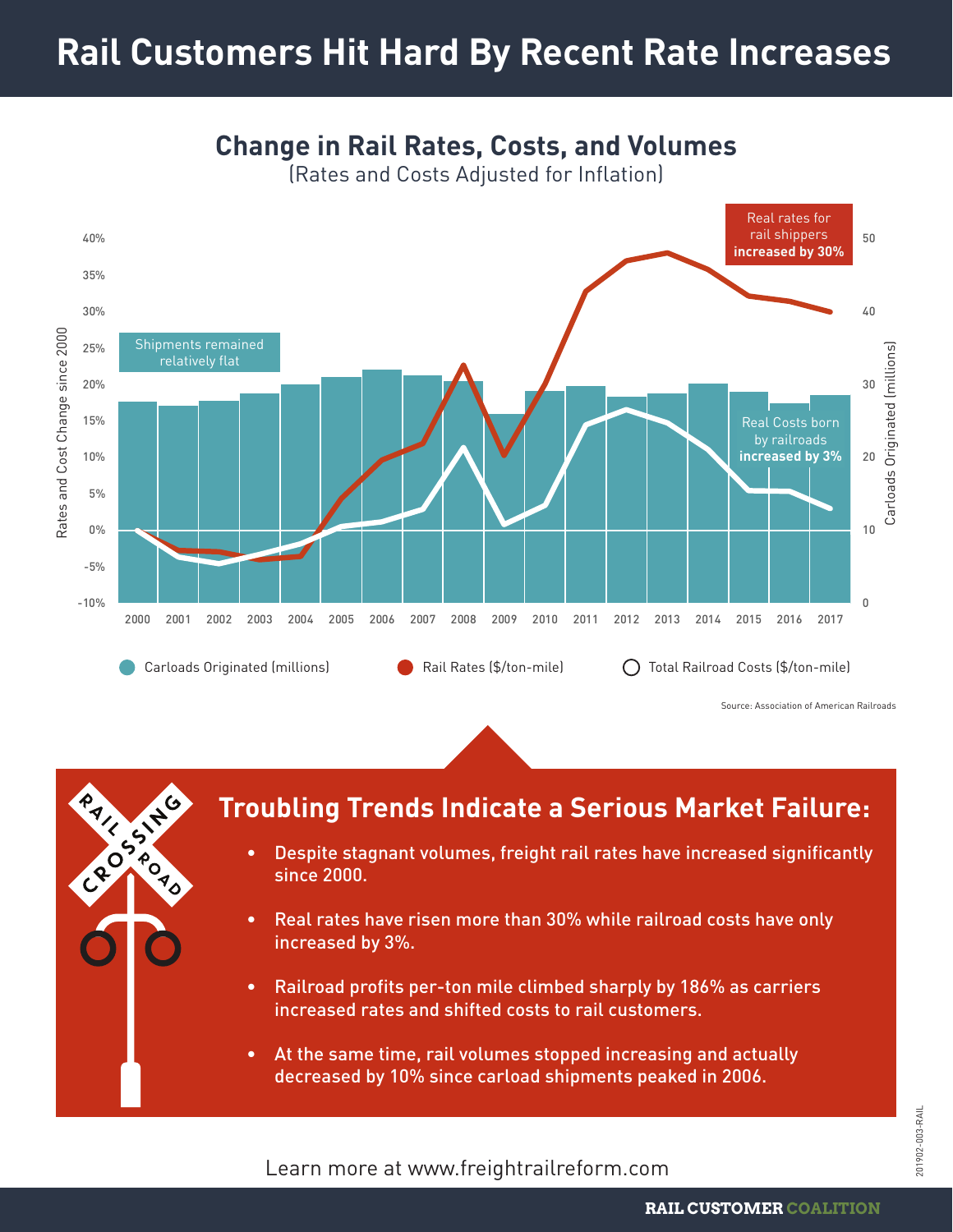# Rail Customers Hit Hard By Recent Rate Increases

## Change in Rail Rates, Costs, and Volumes

(Rates and Costs Adjusted for Inflation)

Real rates for rail shippers **increased by 30%**

Shipments remained relatively flat

Real Costs born by railroads **increased by 3%**

Carloads Originated (millions) | Rail Rates ($/ton-mile) | Total Railroad Costs ($/ton-mile)

Source: Association of American Railroads

## Troubling Trends Indicate a Serious Market Failure:

- Despite stagnant volumes, freight rail rates have increased significantly since 2000.
- Real rates have risen more than 30% while railroad costs have only increased by 3%.
- Railroad profits per-ton mile climbed sharply by 186% as carriers increased rates and shifted costs to rail customers.
- At the same time, rail volumes stopped increasing and actually decreased by 10% since carload shipments peaked in 2006.

Learn more at www.freightrailreform.com

**RAIL CUSTOMER COALITION**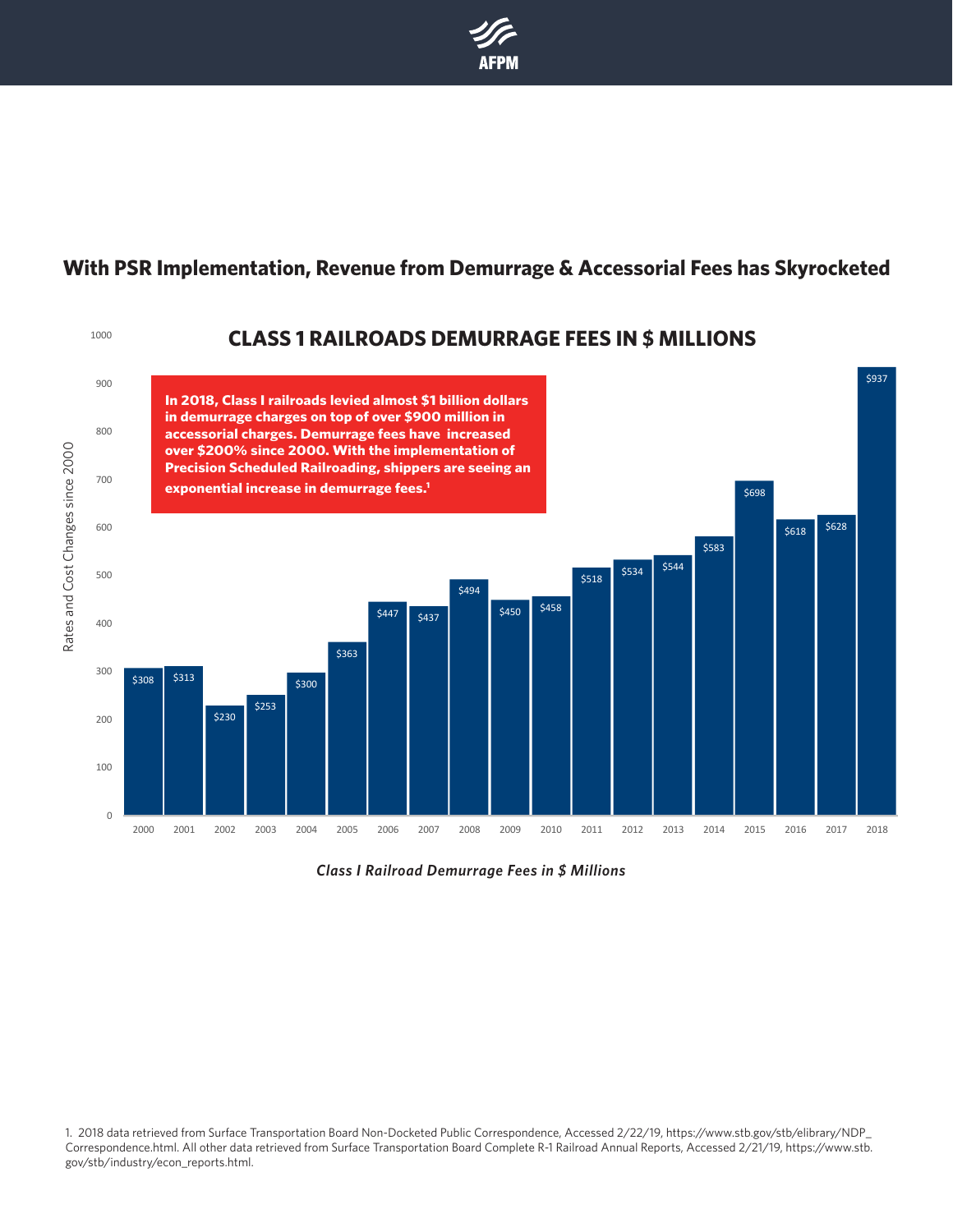## With PSR Implementation, Revenue from Demurrage & Accessorial Fees has Skyrocketed

CLASS 1 RAILROADS DEMURRAGE FEES IN $ MILLIONS

**In 2018, Class I railroads levied almost $1 billion dollars in demurrage charges on top of over $900 million in accessorial charges. Demurrage fees have increased over 200% since 2000. With the implementation of Precision Scheduled Railroading, shippers are seeing an exponential increase in demurrage fees.[1]**

Rates and Cost Changes since 2000

1000
900
800
700
600
500
400
300
200
100
0

$308 $313 $230 $253 $300 $363 $447 $437 $494 $450 $458 $518 $534 $544 $583 $698 $618 $628 $937

2000 2001 2002 2003 2004 2005 2006 2007 2008 2009 2010 2011 2012 2013 2014 2015 2016 2017 2018

*Class I Railroad Demurrage Fees in $ Millions*

1. 2018 data retrieved from Surface Transportation Board Non-Docketed Public Correspondence, Accessed 2/22/19, https://www.stb.gov/stb/elibrary/NDP_Correspondence.html. All other data retrieved from Surface Transportation Board Complete R-1 Railroad Annual Reports, Accessed 2/21/19, https://www.stb.gov/stb/industry/econ_reports.html.